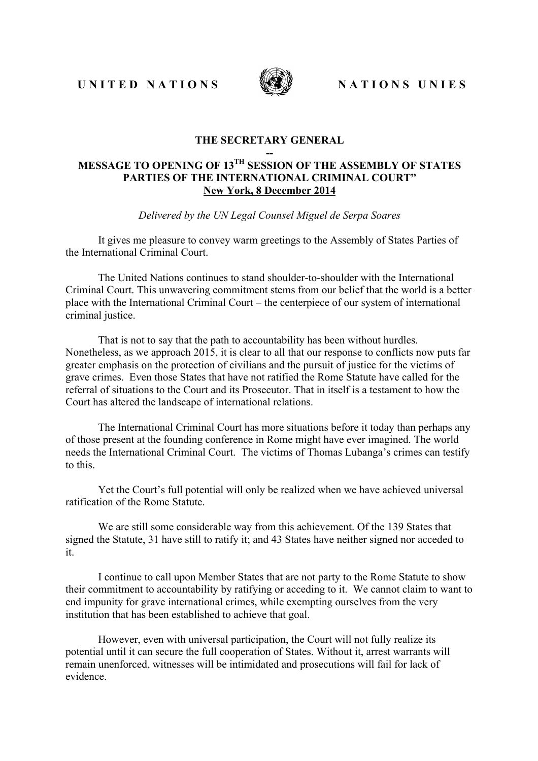UNITED NATIONS NATIONS UNIES

**THE SECRETARY GENERAL**

**--**

**MESSAGE TO OPENING OF 13TH SESSION OF THE ASSEMBLY OF STATES PARTIES OF THE INTERNATIONAL CRIMINAL COURT"**

**New York, 8 December 2014**

*Delivered by the UN Legal Counsel Miguel de Serpa Soares*

It gives me pleasure to convey warm greetings to the Assembly of States Parties of the International Criminal Court.

The United Nations continues to stand shoulder-to-shoulder with the International Criminal Court. This unwavering commitment stems from our belief that the world is a better place with the International Criminal Court – the centerpiece of our system of international criminal justice.

That is not to say that the path to accountability has been without hurdles. Nonetheless, as we approach 2015, it is clear to all that our response to conflicts now puts far greater emphasis on the protection of civilians and the pursuit of justice for the victims of grave crimes. Even those States that have not ratified the Rome Statute have called for the referral of situations to the Court and its Prosecutor. That in itself is a testament to how the Court has altered the landscape of international relations.

The International Criminal Court has more situations before it today than perhaps any of those present at the founding conference in Rome might have ever imagined. The world needs the International Criminal Court. The victims of Thomas Lubanga's crimes can testify to this.

Yet the Court's full potential will only be realized when we have achieved universal ratification of the Rome Statute.

We are still some considerable way from this achievement. Of the 139 States that signed the Statute, 31 have still to ratify it; and 43 States have neither signed nor acceded to it.

I continue to call upon Member States that are not party to the Rome Statute to show their commitment to accountability by ratifying or acceding to it. We cannot claim to want to end impunity for grave international crimes, while exempting ourselves from the very institution that has been established to achieve that goal.

However, even with universal participation, the Court will not fully realize its potential until it can secure the full cooperation of States. Without it, arrest warrants will remain unenforced, witnesses will be intimidated and prosecutions will fail for lack of evidence.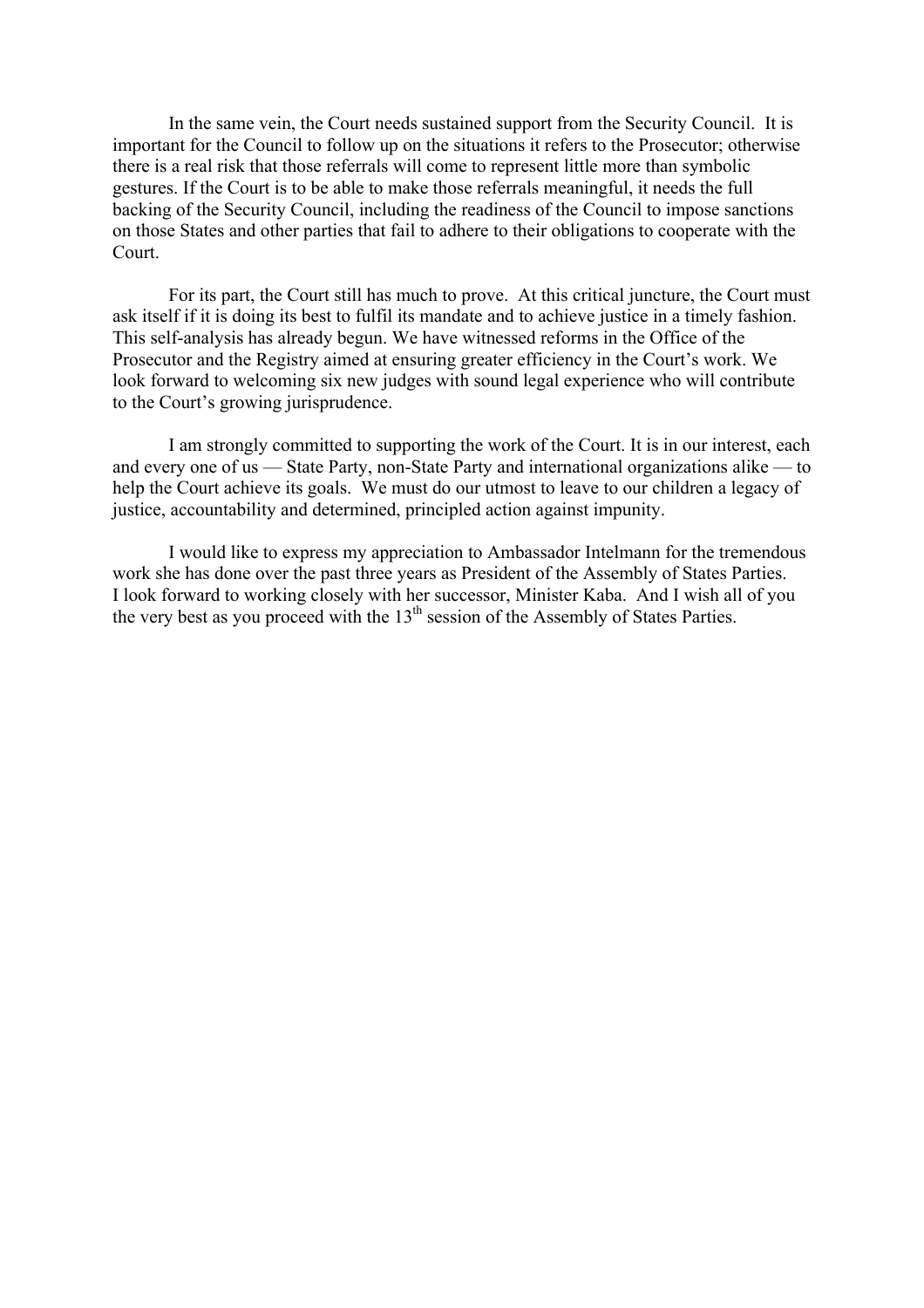In the same vein, the Court needs sustained support from the Security Council. It is important for the Council to follow up on the situations it refers to the Prosecutor; otherwise there is a real risk that those referrals will come to represent little more than symbolic gestures. If the Court is to be able to make those referrals meaningful, it needs the full backing of the Security Council, including the readiness of the Council to impose sanctions on those States and other parties that fail to adhere to their obligations to cooperate with the Court.

For its part, the Court still has much to prove. At this critical juncture, the Court must ask itself if it is doing its best to fulfil its mandate and to achieve justice in a timely fashion. This self-analysis has already begun. We have witnessed reforms in the Office of the Prosecutor and the Registry aimed at ensuring greater efficiency in the Court's work. We look forward to welcoming six new judges with sound legal experience who will contribute to the Court's growing jurisprudence.

I am strongly committed to supporting the work of the Court. It is in our interest, each and every one of us — State Party, non-State Party and international organizations alike — to help the Court achieve its goals. We must do our utmost to leave to our children a legacy of justice, accountability and determined, principled action against impunity.

I would like to express my appreciation to Ambassador Intelmann for the tremendous work she has done over the past three years as President of the Assembly of States Parties. I look forward to working closely with her successor, Minister Kaba. And I wish all of you the very best as you proceed with the 13th session of the Assembly of States Parties.